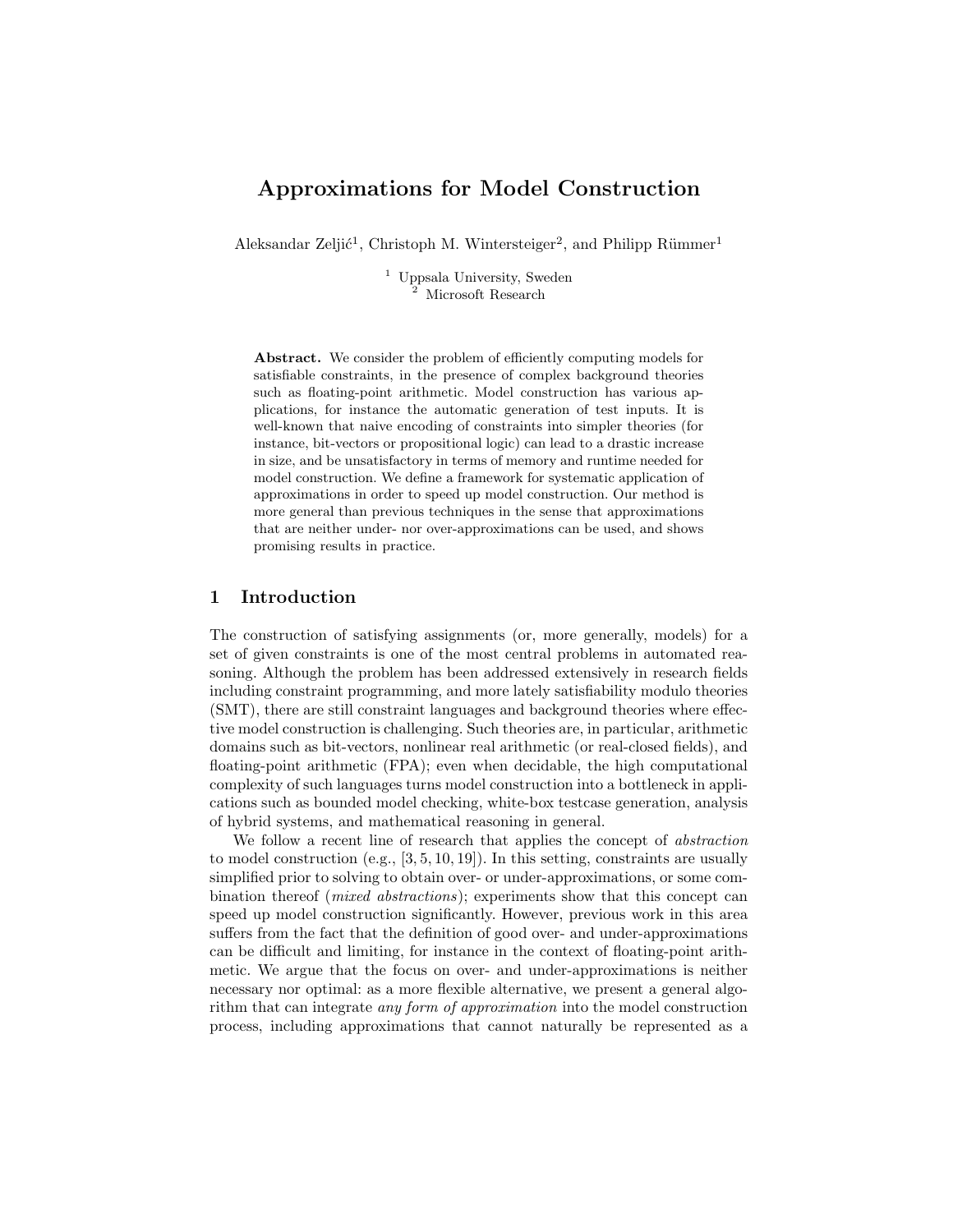# Approximations for Model Construction

Aleksandar Zeljić[1], Christoph M. Wintersteiger[2], and Philipp Rümmer[1]

[1] Uppsala University, Sweden
[2] Microsoft Research

**Abstract.** We consider the problem of efficiently computing models for satisfiable constraints, in the presence of complex background theories such as floating-point arithmetic. Model construction has various applications, for instance the automatic generation of test inputs. It is well-known that naive encoding of constraints into simpler theories (for instance, bit-vectors or propositional logic) can lead to a drastic increase in size, and be unsatisfactory in terms of memory and runtime needed for model construction. We define a framework for systematic application of approximations in order to speed up model construction. Our method is more general than previous techniques in the sense that approximations that are neither under- nor over-approximations can be used, and shows promising results in practice.

## 1 Introduction

The construction of satisfying assignments (or, more generally, models) for a set of given constraints is one of the most central problems in automated reasoning. Although the problem has been addressed extensively in research fields including constraint programming, and more lately satisfiability modulo theories (SMT), there are still constraint languages and background theories where effective model construction is challenging. Such theories are, in particular, arithmetic domains such as bit-vectors, nonlinear real arithmetic (or real-closed fields), and floating-point arithmetic (FPA); even when decidable, the high computational complexity of such languages turns model construction into a bottleneck in applications such as bounded model checking, white-box testcase generation, analysis of hybrid systems, and mathematical reasoning in general.

We follow a recent line of research that applies the concept of *abstraction* to model construction (e.g., [3, 5, 10, 19]). In this setting, constraints are usually simplified prior to solving to obtain over- or under-approximations, or some combination thereof (*mixed abstractions*); experiments show that this concept can speed up model construction significantly. However, previous work in this area suffers from the fact that the definition of good over- and under-approximations can be difficult and limiting, for instance in the context of floating-point arithmetic. We argue that the focus on over- and under-approximations is neither necessary nor optimal: as a more flexible alternative, we present a general algorithm that can integrate *any form of approximation* into the model construction process, including approximations that cannot naturally be represented as a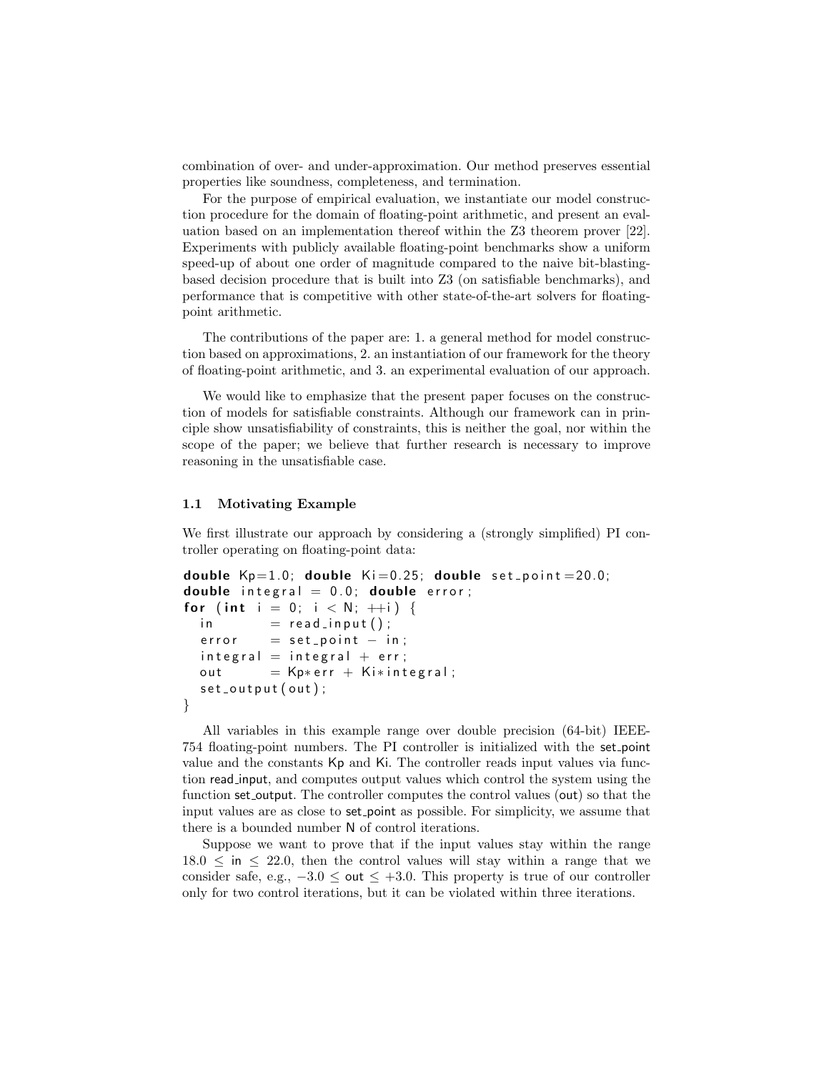combination of over- and under-approximation. Our method preserves essential properties like soundness, completeness, and termination.

For the purpose of empirical evaluation, we instantiate our model construction procedure for the domain of floating-point arithmetic, and present an evaluation based on an implementation thereof within the Z3 theorem prover [22]. Experiments with publicly available floating-point benchmarks show a uniform speed-up of about one order of magnitude compared to the naive bit-blasting-based decision procedure that is built into Z3 (on satisfiable benchmarks), and performance that is competitive with other state-of-the-art solvers for floating-point arithmetic.

The contributions of the paper are: 1. a general method for model construction based on approximations, 2. an instantiation of our framework for the theory of floating-point arithmetic, and 3. an experimental evaluation of our approach.

We would like to emphasize that the present paper focuses on the construction of models for satisfiable constraints. Although our framework can in principle show unsatisfiability of constraints, this is neither the goal, nor within the scope of the paper; we believe that further research is necessary to improve reasoning in the unsatisfiable case.

### 1.1 Motivating Example

We first illustrate our approach by considering a (strongly simplified) PI controller operating on floating-point data:

```
double Kp=1.0; double Ki=0.25; double set_point=20.0;
double integral = 0.0; double error;
for (int i = 0; i < N; ++i) {
  in        = read_input();
  error     = set_point - in;
  integral = integral + err;
  out       = Kp*err + Ki*integral;
  set_output(out);
}
```

All variables in this example range over double precision (64-bit) IEEE-754 floating-point numbers. The PI controller is initialized with the set_point value and the constants Kp and Ki. The controller reads input values via function read_input, and computes output values which control the system using the function set_output. The controller computes the control values (out) so that the input values are as close to set_point as possible. For simplicity, we assume that there is a bounded number N of control iterations.

Suppose we want to prove that if the input values stay within the range $18.0 \leq \mathsf{in} \leq 22.0$, then the control values will stay within a range that we consider safe, e.g., $-3.0 \leq \mathsf{out} \leq +3.0$. This property is true of our controller only for two control iterations, but it can be violated within three iterations.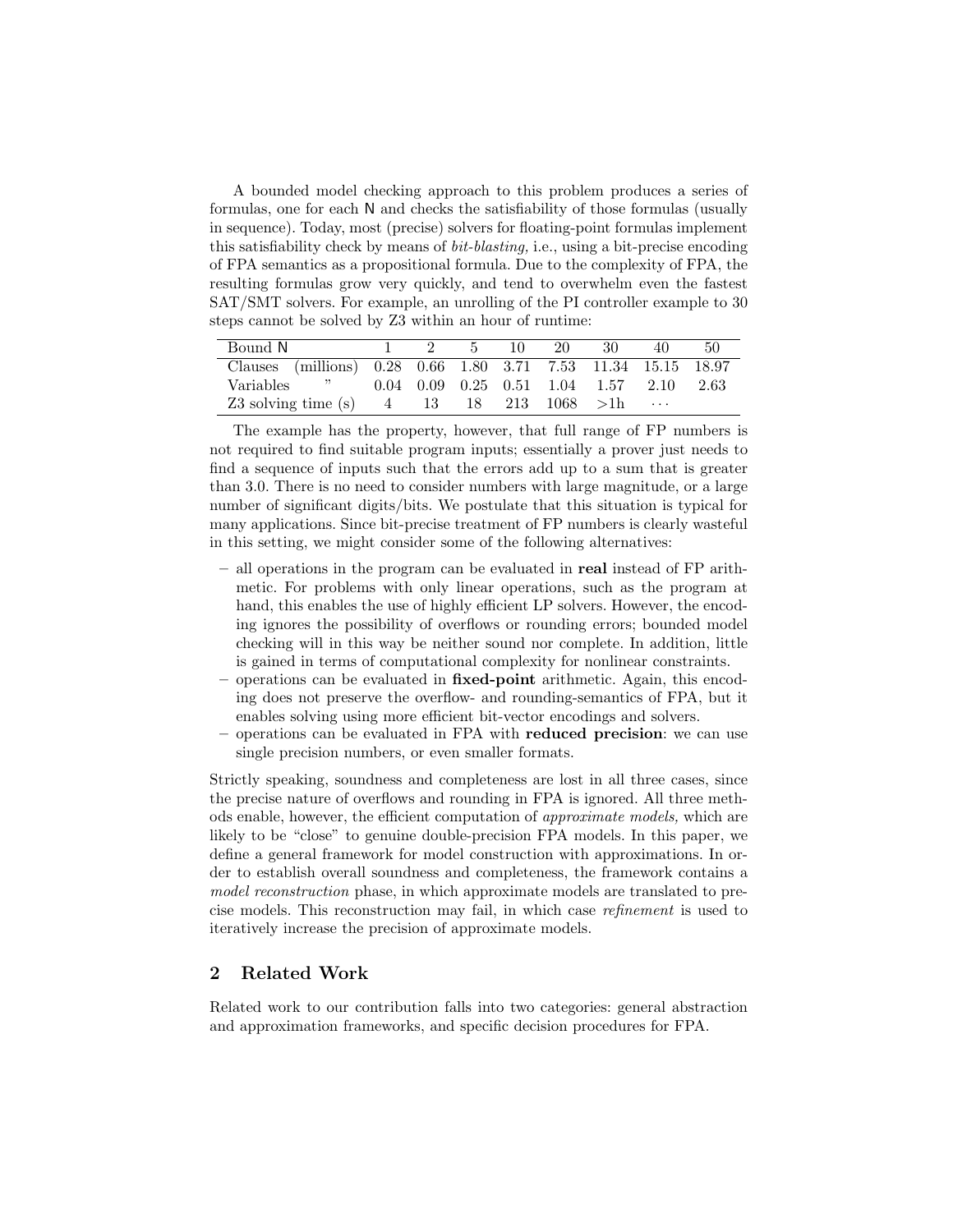A bounded model checking approach to this problem produces a series of formulas, one for each N and checks the satisfiability of those formulas (usually in sequence). Today, most (precise) solvers for floating-point formulas implement this satisfiability check by means of *bit-blasting,* i.e., using a bit-precise encoding of FPA semantics as a propositional formula. Due to the complexity of FPA, the resulting formulas grow very quickly, and tend to overwhelm even the fastest SAT/SMT solvers. For example, an unrolling of the PI controller example to 30 steps cannot be solved by Z3 within an hour of runtime:

| Bound N | 1 | 2 | 5 | 10 | 20 | 30 | 40 | 50 |
|---|---|---|---|---|---|---|---|---|
| Clauses (millions) | 0.28 | 0.66 | 1.80 | 3.71 | 7.53 | 11.34 | 15.15 | 18.97 |
| Variables " | 0.04 | 0.09 | 0.25 | 0.51 | 1.04 | 1.57 | 2.10 | 2.63 |
| Z3 solving time (s) | 4 | 13 | 18 | 213 | 1068 | >1h | ··· | |

The example has the property, however, that full range of FP numbers is not required to find suitable program inputs; essentially a prover just needs to find a sequence of inputs such that the errors add up to a sum that is greater than 3.0. There is no need to consider numbers with large magnitude, or a large number of significant digits/bits. We postulate that this situation is typical for many applications. Since bit-precise treatment of FP numbers is clearly wasteful in this setting, we might consider some of the following alternatives:

- all operations in the program can be evaluated in **real** instead of FP arithmetic. For problems with only linear operations, such as the program at hand, this enables the use of highly efficient LP solvers. However, the encoding ignores the possibility of overflows or rounding errors; bounded model checking will in this way be neither sound nor complete. In addition, little is gained in terms of computational complexity for nonlinear constraints.
- operations can be evaluated in **fixed-point** arithmetic. Again, this encoding does not preserve the overflow- and rounding-semantics of FPA, but it enables solving using more efficient bit-vector encodings and solvers.
- operations can be evaluated in FPA with **reduced precision**: we can use single precision numbers, or even smaller formats.

Strictly speaking, soundness and completeness are lost in all three cases, since the precise nature of overflows and rounding in FPA is ignored. All three methods enable, however, the efficient computation of *approximate models,* which are likely to be "close" to genuine double-precision FPA models. In this paper, we define a general framework for model construction with approximations. In order to establish overall soundness and completeness, the framework contains a *model reconstruction* phase, in which approximate models are translated to precise models. This reconstruction may fail, in which case *refinement* is used to iteratively increase the precision of approximate models.

## 2 Related Work

Related work to our contribution falls into two categories: general abstraction and approximation frameworks, and specific decision procedures for FPA.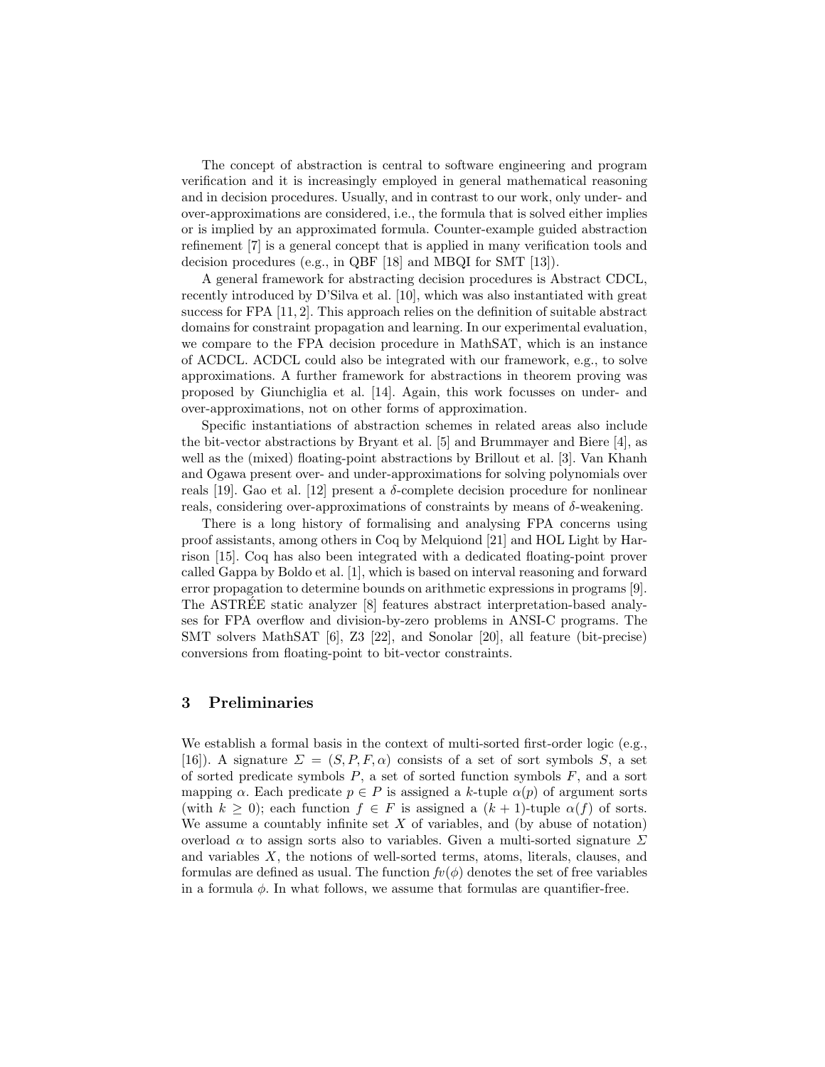The concept of abstraction is central to software engineering and program verification and it is increasingly employed in general mathematical reasoning and in decision procedures. Usually, and in contrast to our work, only under- and over-approximations are considered, i.e., the formula that is solved either implies or is implied by an approximated formula. Counter-example guided abstraction refinement [7] is a general concept that is applied in many verification tools and decision procedures (e.g., in QBF [18] and MBQI for SMT [13]).

A general framework for abstracting decision procedures is Abstract CDCL, recently introduced by D'Silva et al. [10], which was also instantiated with great success for FPA [11, 2]. This approach relies on the definition of suitable abstract domains for constraint propagation and learning. In our experimental evaluation, we compare to the FPA decision procedure in MathSAT, which is an instance of ACDCL. ACDCL could also be integrated with our framework, e.g., to solve approximations. A further framework for abstractions in theorem proving was proposed by Giunchiglia et al. [14]. Again, this work focusses on under- and over-approximations, not on other forms of approximation.

Specific instantiations of abstraction schemes in related areas also include the bit-vector abstractions by Bryant et al. [5] and Brummayer and Biere [4], as well as the (mixed) floating-point abstractions by Brillout et al. [3]. Van Khanh and Ogawa present over- and under-approximations for solving polynomials over reals [19]. Gao et al. [12] present a $\delta$-complete decision procedure for nonlinear reals, considering over-approximations of constraints by means of $\delta$-weakening.

There is a long history of formalising and analysing FPA concerns using proof assistants, among others in Coq by Melquiond [21] and HOL Light by Harrison [15]. Coq has also been integrated with a dedicated floating-point prover called Gappa by Boldo et al. [1], which is based on interval reasoning and forward error propagation to determine bounds on arithmetic expressions in programs [9]. The ASTRÉE static analyzer [8] features abstract interpretation-based analyses for FPA overflow and division-by-zero problems in ANSI-C programs. The SMT solvers MathSAT [6], Z3 [22], and Sonolar [20], all feature (bit-precise) conversions from floating-point to bit-vector constraints.

## 3 Preliminaries

We establish a formal basis in the context of multi-sorted first-order logic (e.g., [16]). A signature $\Sigma = (S, P, F, \alpha)$ consists of a set of sort symbols $S$, a set of sorted predicate symbols $P$, a set of sorted function symbols $F$, and a sort mapping $\alpha$. Each predicate $p \in P$ is assigned a $k$-tuple $\alpha(p)$ of argument sorts (with $k \geq 0$); each function $f \in F$ is assigned a $(k+1)$-tuple $\alpha(f)$ of sorts. We assume a countably infinite set $X$ of variables, and (by abuse of notation) overload $\alpha$ to assign sorts also to variables. Given a multi-sorted signature $\Sigma$ and variables $X$, the notions of well-sorted terms, atoms, literals, clauses, and formulas are defined as usual. The function $fv(\phi)$ denotes the set of free variables in a formula $\phi$. In what follows, we assume that formulas are quantifier-free.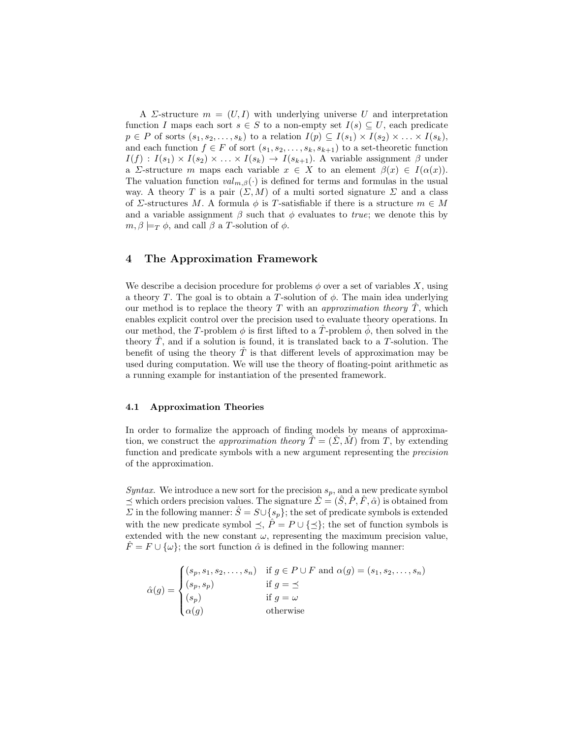A $\Sigma$-structure $m = (U, I)$ with underlying universe $U$ and interpretation function $I$ maps each sort $s \in S$ to a non-empty set $I(s) \subseteq U$, each predicate $p \in P$ of sorts $(s_1, s_2, \ldots, s_k)$ to a relation $I(p) \subseteq I(s_1) \times I(s_2) \times \ldots \times I(s_k)$, and each function $f \in F$ of sort $(s_1, s_2, \ldots, s_k, s_{k+1})$ to a set-theoretic function $I(f) : I(s_1) \times I(s_2) \times \ldots \times I(s_k) \to I(s_{k+1})$. A variable assignment $\beta$ under a $\Sigma$-structure $m$ maps each variable $x \in X$ to an element $\beta(x) \in I(\alpha(x))$. The valuation function $val_{m,\beta}(\cdot)$ is defined for terms and formulas in the usual way. A theory $T$ is a pair $(\Sigma, M)$ of a multi sorted signature $\Sigma$ and a class of $\Sigma$-structures $M$. A formula $\phi$ is $T$-satisfiable if there is a structure $m \in M$ and a variable assignment $\beta$ such that $\phi$ evaluates to *true*; we denote this by $m, \beta \models_T \phi$, and call $\beta$ a $T$-solution of $\phi$.

## 4 The Approximation Framework

We describe a decision procedure for problems $\phi$ over a set of variables $X$, using a theory $T$. The goal is to obtain a $T$-solution of $\phi$. The main idea underlying our method is to replace the theory $T$ with an *approximation theory* $\hat{T}$, which enables explicit control over the precision used to evaluate theory operations. In our method, the $T$-problem $\phi$ is first lifted to a $\hat{T}$-problem $\hat{\phi}$, then solved in the theory $\hat{T}$, and if a solution is found, it is translated back to a $T$-solution. The benefit of using the theory $\hat{T}$ is that different levels of approximation may be used during computation. We will use the theory of floating-point arithmetic as a running example for instantiation of the presented framework.

### 4.1 Approximation Theories

In order to formalize the approach of finding models by means of approximation, we construct the *approximation theory* $\hat{T} = (\hat{\Sigma}, \hat{M})$ from $T$, by extending function and predicate symbols with a new argument representing the *precision* of the approximation.

*Syntax.* We introduce a new sort for the precision $s_p$, and a new predicate symbol $\preceq$ which orders precision values. The signature $\hat{\Sigma} = (\hat{S}, \hat{P}, \hat{F}, \hat{\alpha})$ is obtained from $\Sigma$ in the following manner: $\hat{S} = S \cup \{s_p\}$; the set of predicate symbols is extended with the new predicate symbol $\preceq$, $\hat{P} = P \cup \{\preceq\}$; the set of function symbols is extended with the new constant $\omega$, representing the maximum precision value, $\hat{F} = F \cup \{\omega\}$; the sort function $\hat{\alpha}$ is defined in the following manner:

$$\hat{\alpha}(g) = \begin{cases} (s_p, s_1, s_2, \ldots, s_n) & \text{if } g \in P \cup F \text{ and } \alpha(g) = (s_1, s_2, \ldots, s_n) \\ (s_p, s_p) & \text{if } g = \preceq \\ (s_p) & \text{if } g = \omega \\ \alpha(g) & \text{otherwise} \end{cases}$$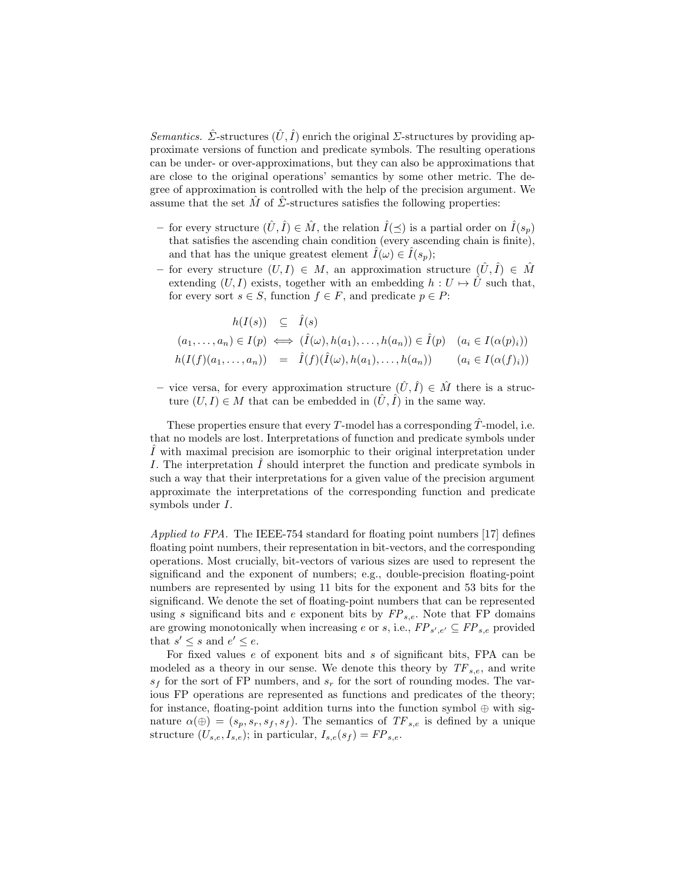*Semantics.* $\hat{\Sigma}$-structures $(\hat{U}, \hat{I})$ enrich the original $\Sigma$-structures by providing approximate versions of function and predicate symbols. The resulting operations can be under- or over-approximations, but they can also be approximations that are close to the original operations' semantics by some other metric. The degree of approximation is controlled with the help of the precision argument. We assume that the set $\hat{M}$ of $\hat{\Sigma}$-structures satisfies the following properties:

- for every structure $(\hat{U}, \hat{I}) \in \hat{M}$, the relation $\hat{I}(\preceq)$ is a partial order on $\hat{I}(s_p)$ that satisfies the ascending chain condition (every ascending chain is finite), and that has the unique greatest element $\hat{I}(\omega) \in \hat{I}(s_p)$;
- for every structure $(U, I) \in M$, an approximation structure $(\hat{U}, \hat{I}) \in \hat{M}$ extending $(U, I)$ exists, together with an embedding $h : U \mapsto \hat{U}$ such that, for every sort $s \in S$, function $f \in F$, and predicate $p \in P$:

$$
\begin{aligned}
h(I(s)) &\subseteq \hat{I}(s) \\
(a_1, \ldots, a_n) \in I(p) &\iff (\hat{I}(\omega), h(a_1), \ldots, h(a_n)) \in \hat{I}(p) \quad (a_i \in I(\alpha(p)_i)) \\
h(I(f)(a_1, \ldots, a_n)) &= \hat{I}(f)(\hat{I}(\omega), h(a_1), \ldots, h(a_n)) \qquad (a_i \in I(\alpha(f)_i))
\end{aligned}
$$

- vice versa, for every approximation structure $(\hat{U}, \hat{I}) \in \hat{M}$ there is a structure $(U, I) \in M$ that can be embedded in $(\hat{U}, \hat{I})$ in the same way.

These properties ensure that every $T$-model has a corresponding $\hat{T}$-model, i.e. that no models are lost. Interpretations of function and predicate symbols under $\hat{I}$ with maximal precision are isomorphic to their original interpretation under $I$. The interpretation $\hat{I}$ should interpret the function and predicate symbols in such a way that their interpretations for a given value of the precision argument approximate the interpretations of the corresponding function and predicate symbols under $I$.

*Applied to FPA.* The IEEE-754 standard for floating point numbers [17] defines floating point numbers, their representation in bit-vectors, and the corresponding operations. Most crucially, bit-vectors of various sizes are used to represent the significand and the exponent of numbers; e.g., double-precision floating-point numbers are represented by using 11 bits for the exponent and 53 bits for the significand. We denote the set of floating-point numbers that can be represented using $s$ significand bits and $e$ exponent bits by $FP_{s,e}$. Note that FP domains are growing monotonically when increasing $e$ or $s$, i.e., $FP_{s',e'} \subseteq FP_{s,e}$ provided that $s' \leq s$ and $e' \leq e$.

For fixed values $e$ of exponent bits and $s$ of significant bits, FPA can be modeled as a theory in our sense. We denote this theory by $TF_{s,e}$, and write $s_f$ for the sort of FP numbers, and $s_r$ for the sort of rounding modes. The various FP operations are represented as functions and predicates of the theory; for instance, floating-point addition turns into the function symbol $\oplus$ with signature $\alpha(\oplus) = (s_p, s_r, s_f, s_f)$. The semantics of $TF_{s,e}$ is defined by a unique structure $(U_{s,e}, I_{s,e})$; in particular, $I_{s,e}(s_f) = FP_{s,e}$.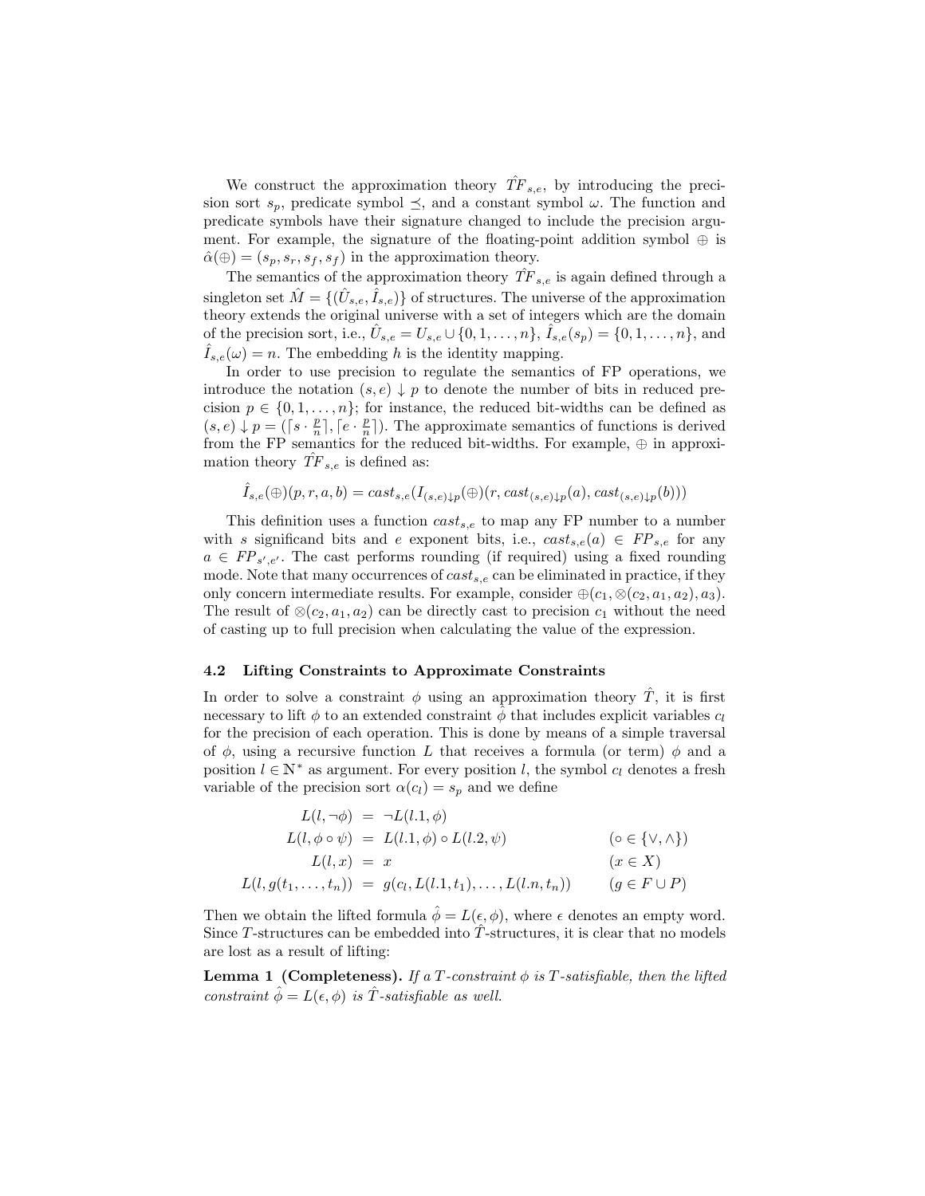We construct the approximation theory $\hat{TF}_{s,e}$, by introducing the precision sort $s_p$, predicate symbol $\preceq$, and a constant symbol $\omega$. The function and predicate symbols have their signature changed to include the precision argument. For example, the signature of the floating-point addition symbol $\oplus$ is $\hat{\alpha}(\oplus) = (s_p, s_r, s_f, s_f)$ in the approximation theory.

The semantics of the approximation theory $\hat{TF}_{s,e}$ is again defined through a singleton set $\hat{M} = \{(\hat{U}_{s,e}, \hat{I}_{s,e})\}$ of structures. The universe of the approximation theory extends the original universe with a set of integers which are the domain of the precision sort, i.e., $\hat{U}_{s,e} = U_{s,e} \cup \{0, 1, \ldots, n\}$, $\hat{I}_{s,e}(s_p) = \{0, 1, \ldots, n\}$, and $\hat{I}_{s,e}(\omega) = n$. The embedding $h$ is the identity mapping.

In order to use precision to regulate the semantics of FP operations, we introduce the notation $(s, e) \downarrow p$ to denote the number of bits in reduced precision $p \in \{0, 1, \ldots, n\}$; for instance, the reduced bit-widths can be defined as $(s, e) \downarrow p = (\lceil s \cdot \frac{p}{n} \rceil, \lceil e \cdot \frac{p}{n} \rceil)$. The approximate semantics of functions is derived from the FP semantics for the reduced bit-widths. For example, $\oplus$ in approximation theory $\hat{TF}_{s,e}$ is defined as:

$$\hat{I}_{s,e}(\oplus)(p, r, a, b) = cast_{s,e}(I_{(s,e)\downarrow p}(\oplus)(r, cast_{(s,e)\downarrow p}(a), cast_{(s,e)\downarrow p}(b)))$$

This definition uses a function $cast_{s,e}$ to map any FP number to a number with $s$ significand bits and $e$ exponent bits, i.e., $cast_{s,e}(a) \in FP_{s,e}$ for any $a \in FP_{s',e'}$. The cast performs rounding (if required) using a fixed rounding mode. Note that many occurrences of $cast_{s,e}$ can be eliminated in practice, if they only concern intermediate results. For example, consider $\oplus(c_1, \otimes(c_2, a_1, a_2), a_3)$. The result of $\otimes(c_2, a_1, a_2)$ can be directly cast to precision $c_1$ without the need of casting up to full precision when calculating the value of the expression.

### 4.2 Lifting Constraints to Approximate Constraints

In order to solve a constraint $\phi$ using an approximation theory $\hat{T}$, it is first necessary to lift $\phi$ to an extended constraint $\hat{\phi}$ that includes explicit variables $c_l$ for the precision of each operation. This is done by means of a simple traversal of $\phi$, using a recursive function $L$ that receives a formula (or term) $\phi$ and a position $l \in \mathbb{N}^*$ as argument. For every position $l$, the symbol $c_l$ denotes a fresh variable of the precision sort $\alpha(c_l) = s_p$ and we define

$$\begin{aligned}
L(l, \neg\phi) &= \neg L(l.1, \phi) \\
L(l, \phi \circ \psi) &= L(l.1, \phi) \circ L(l.2, \psi) && (\circ \in \{\vee, \wedge\}) \\
L(l, x) &= x && (x \in X) \\
L(l, g(t_1, \ldots, t_n)) &= g(c_l, L(l.1, t_1), \ldots, L(l.n, t_n)) && (g \in F \cup P)
\end{aligned}$$

Then we obtain the lifted formula $\hat{\phi} = L(\epsilon, \phi)$, where $\epsilon$ denotes an empty word. Since $T$-structures can be embedded into $\hat{T}$-structures, it is clear that no models are lost as a result of lifting:

**Lemma 1 (Completeness).** *If a $T$-constraint $\phi$ is $T$-satisfiable, then the lifted constraint $\hat{\phi} = L(\epsilon, \phi)$ is $\hat{T}$-satisfiable as well.*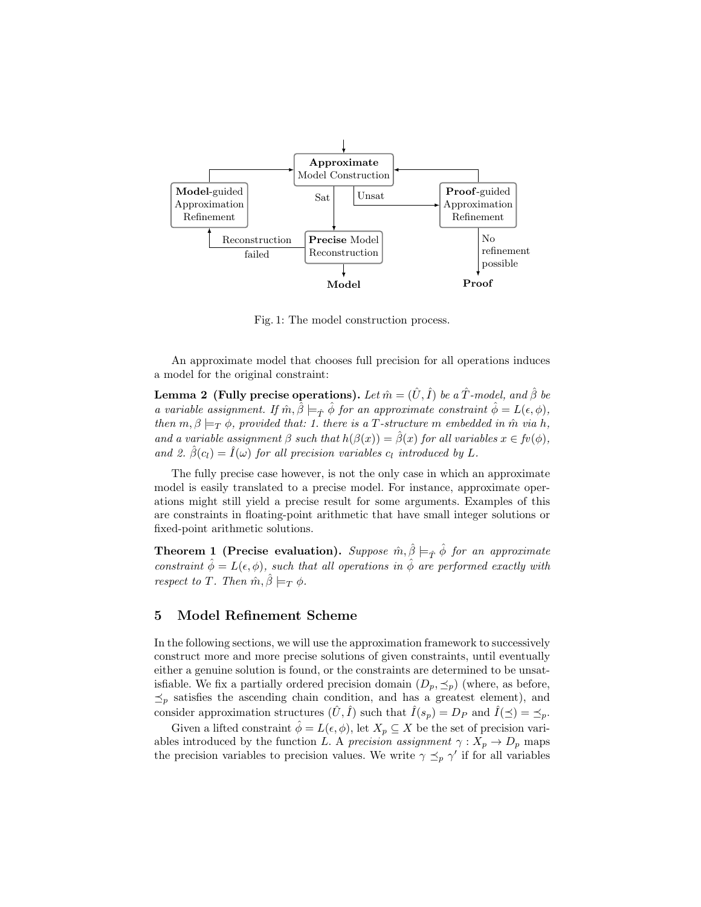Fig. 1: The model construction process.

An approximate model that chooses full precision for all operations induces a model for the original constraint:

**Lemma 2 (Fully precise operations).** *Let $\hat{m} = (\hat{U}, \hat{I})$ be a $\hat{T}$-model, and $\hat{\beta}$ be a variable assignment. If $\hat{m}, \hat{\beta} \models_{\hat{T}} \hat{\phi}$ for an approximate constraint $\hat{\phi} = L(\epsilon, \phi)$, then $m, \beta \models_T \phi$, provided that: 1. there is a $T$-structure $m$ embedded in $\hat{m}$ via $h$, and a variable assignment $\beta$ such that $h(\beta(x)) = \hat{\beta}(x)$ for all variables $x \in fv(\phi)$, and 2. $\hat{\beta}(c_l) = \hat{I}(\omega)$ for all precision variables $c_l$ introduced by $L$.*

The fully precise case however, is not the only case in which an approximate model is easily translated to a precise model. For instance, approximate operations might still yield a precise result for some arguments. Examples of this are constraints in floating-point arithmetic that have small integer solutions or fixed-point arithmetic solutions.

**Theorem 1 (Precise evaluation).** *Suppose $\hat{m}, \hat{\beta} \models_{\hat{T}} \hat{\phi}$ for an approximate constraint $\hat{\phi} = L(\epsilon, \phi)$, such that all operations in $\hat{\phi}$ are performed exactly with respect to $T$. Then $\hat{m}, \hat{\beta} \models_T \phi$.*

## 5 Model Refinement Scheme

In the following sections, we will use the approximation framework to successively construct more and more precise solutions of given constraints, until eventually either a genuine solution is found, or the constraints are determined to be unsatisfiable. We fix a partially ordered precision domain $(D_p, \preceq_p)$ (where, as before, $\preceq_p$ satisfies the ascending chain condition, and has a greatest element), and consider approximation structures $(\hat{U}, \hat{I})$ such that $\hat{I}(s_p) = D_P$ and $\hat{I}(\preceq) = \preceq_p$.

Given a lifted constraint $\hat{\phi} = L(\epsilon, \phi)$, let $X_p \subseteq X$ be the set of precision variables introduced by the function $L$. A *precision assignment* $\gamma : X_p \to D_p$ maps the precision variables to precision values. We write $\gamma \preceq_p \gamma'$ if for all variables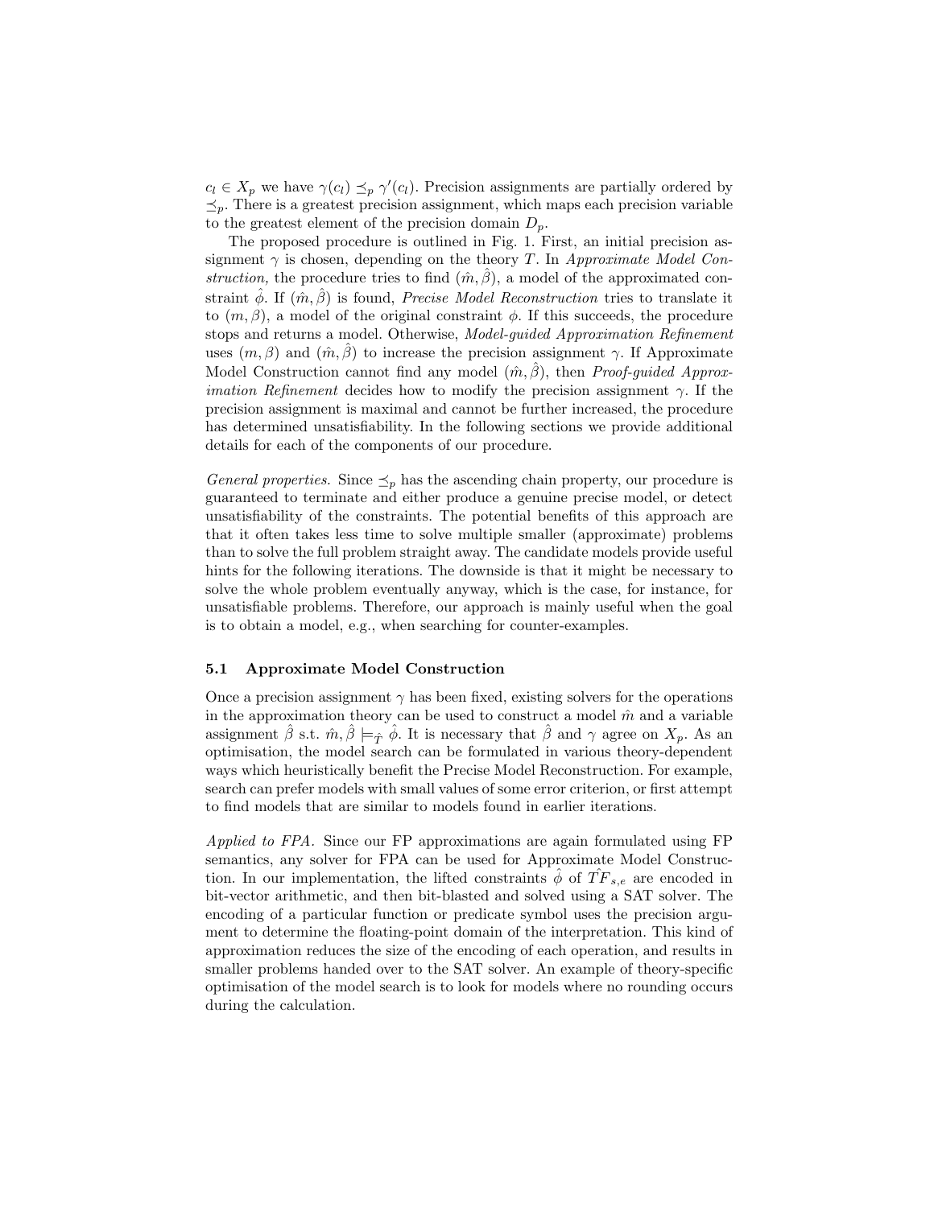$c_l \in X_p$ we have $\gamma(c_l) \preceq_p \gamma'(c_l)$. Precision assignments are partially ordered by $\preceq_p$. There is a greatest precision assignment, which maps each precision variable to the greatest element of the precision domain $D_p$.

The proposed procedure is outlined in Fig. 1. First, an initial precision assignment $\gamma$ is chosen, depending on the theory $T$. In *Approximate Model Construction*, the procedure tries to find $(\hat{m}, \hat{\beta})$, a model of the approximated constraint $\hat{\phi}$. If $(\hat{m}, \hat{\beta})$ is found, *Precise Model Reconstruction* tries to translate it to $(m, \beta)$, a model of the original constraint $\phi$. If this succeeds, the procedure stops and returns a model. Otherwise, *Model-guided Approximation Refinement* uses $(m, \beta)$ and $(\hat{m}, \hat{\beta})$ to increase the precision assignment $\gamma$. If Approximate Model Construction cannot find any model $(\hat{m}, \hat{\beta})$, then *Proof-guided Approximation Refinement* decides how to modify the precision assignment $\gamma$. If the precision assignment is maximal and cannot be further increased, the procedure has determined unsatisfiability. In the following sections we provide additional details for each of the components of our procedure.

*General properties.* Since $\preceq_p$ has the ascending chain property, our procedure is guaranteed to terminate and either produce a genuine precise model, or detect unsatisfiability of the constraints. The potential benefits of this approach are that it often takes less time to solve multiple smaller (approximate) problems than to solve the full problem straight away. The candidate models provide useful hints for the following iterations. The downside is that it might be necessary to solve the whole problem eventually anyway, which is the case, for instance, for unsatisfiable problems. Therefore, our approach is mainly useful when the goal is to obtain a model, e.g., when searching for counter-examples.

### 5.1 Approximate Model Construction

Once a precision assignment $\gamma$ has been fixed, existing solvers for the operations in the approximation theory can be used to construct a model $\hat{m}$ and a variable assignment $\hat{\beta}$ s.t. $\hat{m}, \hat{\beta} \models_{\hat{T}} \hat{\phi}$. It is necessary that $\hat{\beta}$ and $\gamma$ agree on $X_p$. As an optimisation, the model search can be formulated in various theory-dependent ways which heuristically benefit the Precise Model Reconstruction. For example, search can prefer models with small values of some error criterion, or first attempt to find models that are similar to models found in earlier iterations.

*Applied to FPA.* Since our FP approximations are again formulated using FP semantics, any solver for FPA can be used for Approximate Model Construction. In our implementation, the lifted constraints $\hat{\phi}$ of $\hat{TF}_{s,e}$ are encoded in bit-vector arithmetic, and then bit-blasted and solved using a SAT solver. The encoding of a particular function or predicate symbol uses the precision argument to determine the floating-point domain of the interpretation. This kind of approximation reduces the size of the encoding of each operation, and results in smaller problems handed over to the SAT solver. An example of theory-specific optimisation of the model search is to look for models where no rounding occurs during the calculation.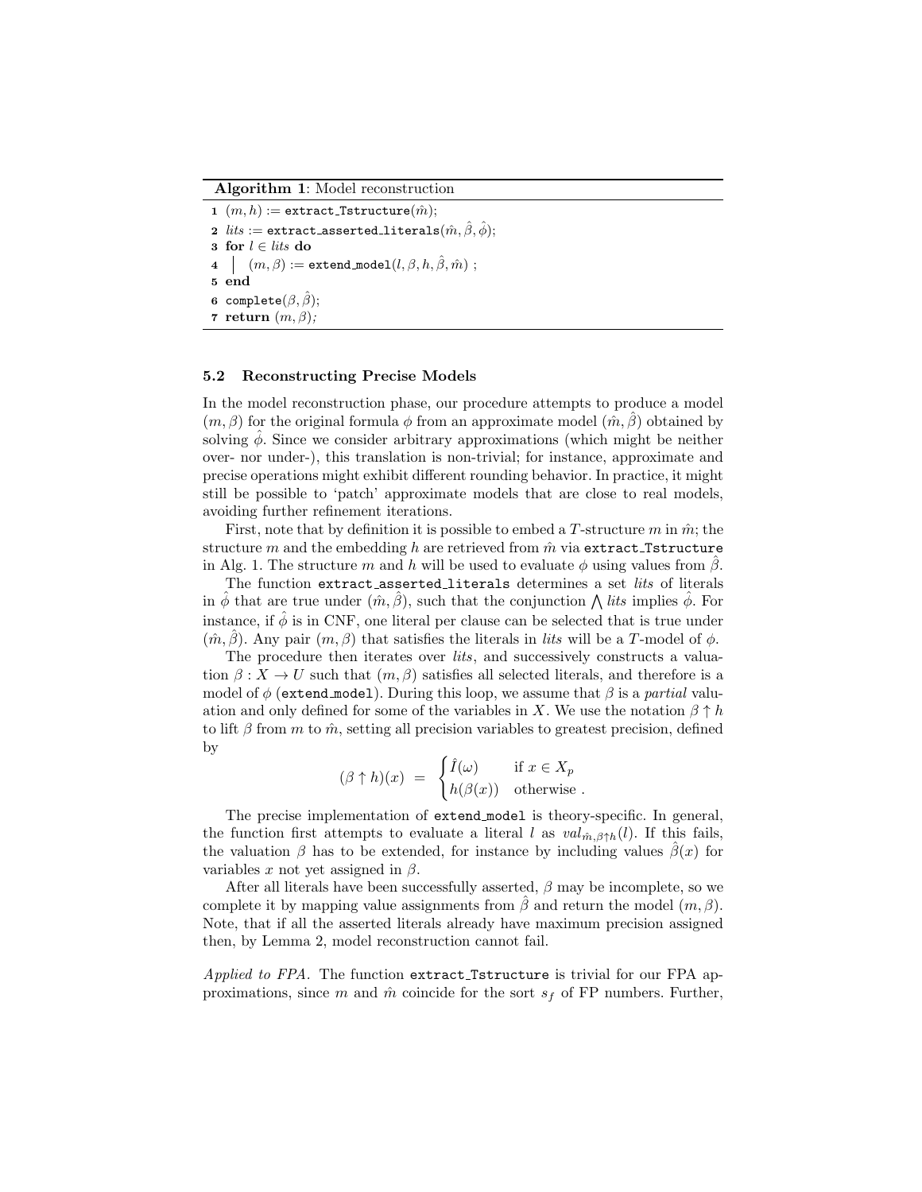**Algorithm 1**: Model reconstruction

```
1 (m, h) := extract_Tstructure(m̂);
2 lits := extract_asserted_literals(m̂, β̂, φ̂);
3 for l ∈ lits do
4 |   (m, β) := extend_model(l, β, h, β̂, m̂) ;
5 end
6 complete(β, β̂);
7 return (m, β);
```

### 5.2 Reconstructing Precise Models

In the model reconstruction phase, our procedure attempts to produce a model $(m, \beta)$ for the original formula $\phi$ from an approximate model $(\hat{m}, \hat{\beta})$ obtained by solving $\hat{\phi}$. Since we consider arbitrary approximations (which might be neither over- nor under-), this translation is non-trivial; for instance, approximate and precise operations might exhibit different rounding behavior. In practice, it might still be possible to 'patch' approximate models that are close to real models, avoiding further refinement iterations.

First, note that by definition it is possible to embed a $T$-structure $m$ in $\hat{m}$; the structure $m$ and the embedding $h$ are retrieved from $\hat{m}$ via `extract_Tstructure` in Alg. 1. The structure $m$ and $h$ will be used to evaluate $\phi$ using values from $\hat{\beta}$.

The function `extract_asserted_literals` determines a set *lits* of literals in $\hat{\phi}$ that are true under $(\hat{m}, \hat{\beta})$, such that the conjunction $\bigwedge$ *lits* implies $\hat{\phi}$. For instance, if $\hat{\phi}$ is in CNF, one literal per clause can be selected that is true under $(\hat{m}, \hat{\beta})$. Any pair $(m, \beta)$ that satisfies the literals in *lits* will be a $T$-model of $\phi$.

The procedure then iterates over *lits*, and successively constructs a valuation $\beta : X \to U$ such that $(m, \beta)$ satisfies all selected literals, and therefore is a model of $\phi$ (`extend_model`). During this loop, we assume that $\beta$ is a *partial* valuation and only defined for some of the variables in $X$. We use the notation $\beta \uparrow h$ to lift $\beta$ from $m$ to $\hat{m}$, setting all precision variables to greatest precision, defined by

$$(\beta \uparrow h)(x) \;=\; \begin{cases} \hat{I}(\omega) & \text{if } x \in X_p \\ h(\beta(x)) & \text{otherwise} \,. \end{cases}$$

The precise implementation of `extend_model` is theory-specific. In general, the function first attempts to evaluate a literal $l$ as $val_{\hat{m},\beta\uparrow h}(l)$. If this fails, the valuation $\beta$ has to be extended, for instance by including values $\hat{\beta}(x)$ for variables $x$ not yet assigned in $\beta$.

After all literals have been successfully asserted, $\beta$ may be incomplete, so we complete it by mapping value assignments from $\hat{\beta}$ and return the model $(m, \beta)$. Note, that if all the asserted literals already have maximum precision assigned then, by Lemma 2, model reconstruction cannot fail.

*Applied to FPA.* The function `extract_Tstructure` is trivial for our FPA approximations, since $m$ and $\hat{m}$ coincide for the sort $s_f$ of FP numbers. Further,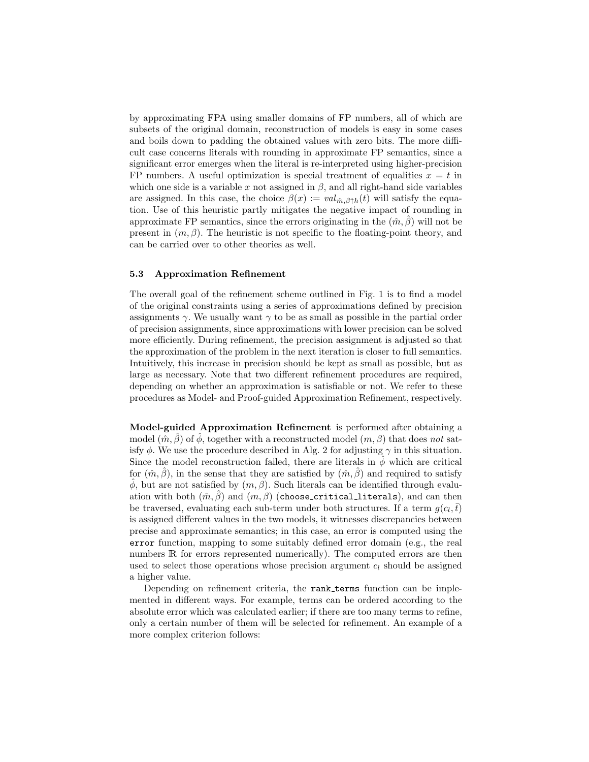by approximating FPA using smaller domains of FP numbers, all of which are subsets of the original domain, reconstruction of models is easy in some cases and boils down to padding the obtained values with zero bits. The more difficult case concerns literals with rounding in approximate FP semantics, since a significant error emerges when the literal is re-interpreted using higher-precision FP numbers. A useful optimization is special treatment of equalities $x = t$ in which one side is a variable $x$ not assigned in $\beta$, and all right-hand side variables are assigned. In this case, the choice $\beta(x) := val_{\hat{m},\beta\uparrow h}(t)$ will satisfy the equation. Use of this heuristic partly mitigates the negative impact of rounding in approximate FP semantics, since the errors originating in the $(\hat{m}, \hat{\beta})$ will not be present in $(m, \beta)$. The heuristic is not specific to the floating-point theory, and can be carried over to other theories as well.

### 5.3 Approximation Refinement

The overall goal of the refinement scheme outlined in Fig. 1 is to find a model of the original constraints using a series of approximations defined by precision assignments $\gamma$. We usually want $\gamma$ to be as small as possible in the partial order of precision assignments, since approximations with lower precision can be solved more efficiently. During refinement, the precision assignment is adjusted so that the approximation of the problem in the next iteration is closer to full semantics. Intuitively, this increase in precision should be kept as small as possible, but as large as necessary. Note that two different refinement procedures are required, depending on whether an approximation is satisfiable or not. We refer to these procedures as Model- and Proof-guided Approximation Refinement, respectively.

**Model-guided Approximation Refinement** is performed after obtaining a model $(\hat{m}, \hat{\beta})$ of $\hat{\phi}$, together with a reconstructed model $(m, \beta)$ that does *not* satisfy $\phi$. We use the procedure described in Alg. 2 for adjusting $\gamma$ in this situation. Since the model reconstruction failed, there are literals in $\hat{\phi}$ which are critical for $(\hat{m}, \hat{\beta})$, in the sense that they are satisfied by $(\hat{m}, \hat{\beta})$ and required to satisfy $\hat{\phi}$, but are not satisfied by $(m, \beta)$. Such literals can be identified through evaluation with both $(\hat{m}, \hat{\beta})$ and $(m, \beta)$ (`choose_critical_literals`), and can then be traversed, evaluating each sub-term under both structures. If a term $g(c_l, \bar{t})$ is assigned different values in the two models, it witnesses discrepancies between precise and approximate semantics; in this case, an error is computed using the `error` function, mapping to some suitably defined error domain (e.g., the real numbers $\mathbb{R}$ for errors represented numerically). The computed errors are then used to select those operations whose precision argument $c_l$ should be assigned a higher value.

Depending on refinement criteria, the `rank_terms` function can be implemented in different ways. For example, terms can be ordered according to the absolute error which was calculated earlier; if there are too many terms to refine, only a certain number of them will be selected for refinement. An example of a more complex criterion follows: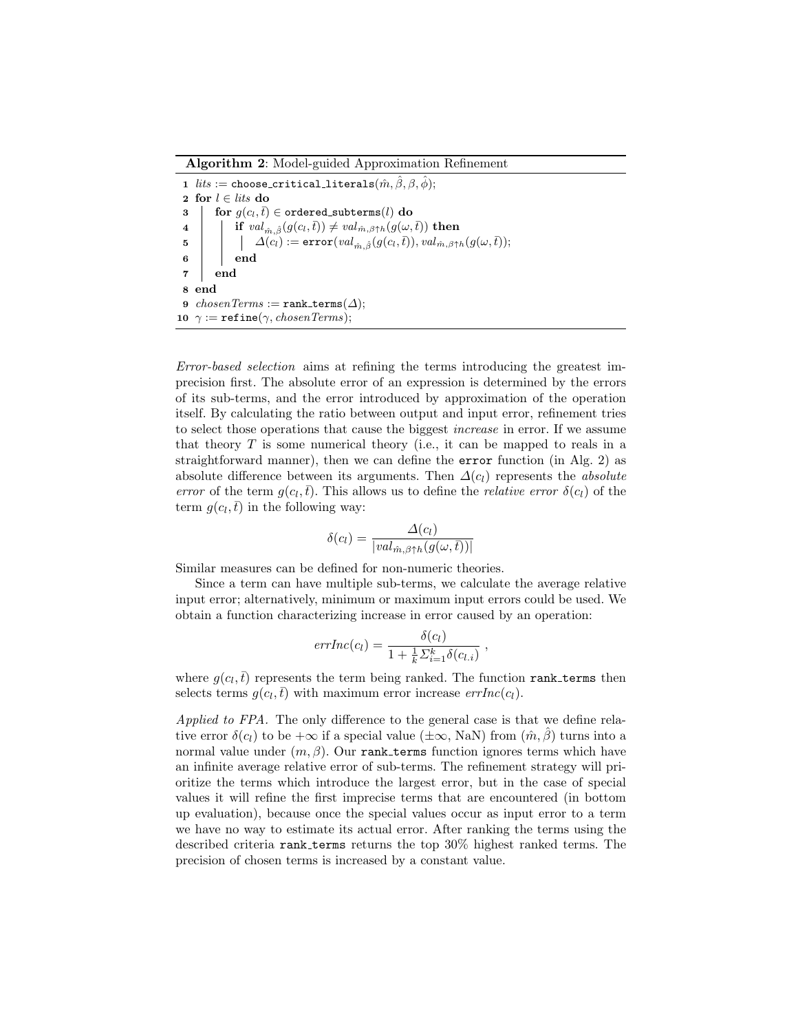**Algorithm 2**: Model-guided Approximation Refinement

```
1  lits := choose_critical_literals(m̂, β̂, β, φ̂);
2  for l ∈ lits do
3  |  for g(c_l, t̄) ∈ ordered_subterms(l) do
4  |  |  if val_{m̂,β̂}(g(c_l, t̄)) ≠ val_{m̂,β↑h}(g(ω, t̄)) then
5  |  |  |  Δ(c_l) := error(val_{m̂,β̂}(g(c_l, t̄)), val_{m̂,β↑h}(g(ω, t̄)));
6  |  |  end
7  |  end
8  end
9  chosenTerms := rank_terms(Δ);
10 γ := refine(γ, chosenTerms);
```

*Error-based selection* aims at refining the terms introducing the greatest imprecision first. The absolute error of an expression is determined by the errors of its sub-terms, and the error introduced by approximation of the operation itself. By calculating the ratio between output and input error, refinement tries to select those operations that cause the biggest *increase* in error. If we assume that theory $T$ is some numerical theory (i.e., it can be mapped to reals in a straightforward manner), then we can define the `error` function (in Alg. 2) as absolute difference between its arguments. Then $\Delta(c_l)$ represents the *absolute error* of the term $g(c_l, \bar{t})$. This allows us to define the *relative error* $\delta(c_l)$ of the term $g(c_l, \bar{t})$ in the following way:

$$\delta(c_l) = \frac{\Delta(c_l)}{|val_{\hat{m},\beta\uparrow h}(g(\omega, \bar{t}))|}$$

Similar measures can be defined for non-numeric theories.

Since a term can have multiple sub-terms, we calculate the average relative input error; alternatively, minimum or maximum input errors could be used. We obtain a function characterizing increase in error caused by an operation:

$$errInc(c_l) = \frac{\delta(c_l)}{1 + \frac{1}{k}\Sigma_{i=1}^{k}\delta(c_{l.i})} ,$$

where $g(c_l, \bar{t})$ represents the term being ranked. The function `rank_terms` then selects terms $g(c_l, \bar{t})$ with maximum error increase $errInc(c_l)$.

*Applied to FPA.* The only difference to the general case is that we define relative error $\delta(c_l)$ to be $+\infty$ if a special value ($\pm\infty$, NaN) from $(\hat{m}, \hat{\beta})$ turns into a normal value under $(m, \beta)$. Our `rank_terms` function ignores terms which have an infinite average relative error of sub-terms. The refinement strategy will prioritize the terms which introduce the largest error, but in the case of special values it will refine the first imprecise terms that are encountered (in bottom up evaluation), because once the special values occur as input error to a term we have no way to estimate its actual error. After ranking the terms using the described criteria `rank_terms` returns the top 30% highest ranked terms. The precision of chosen terms is increased by a constant value.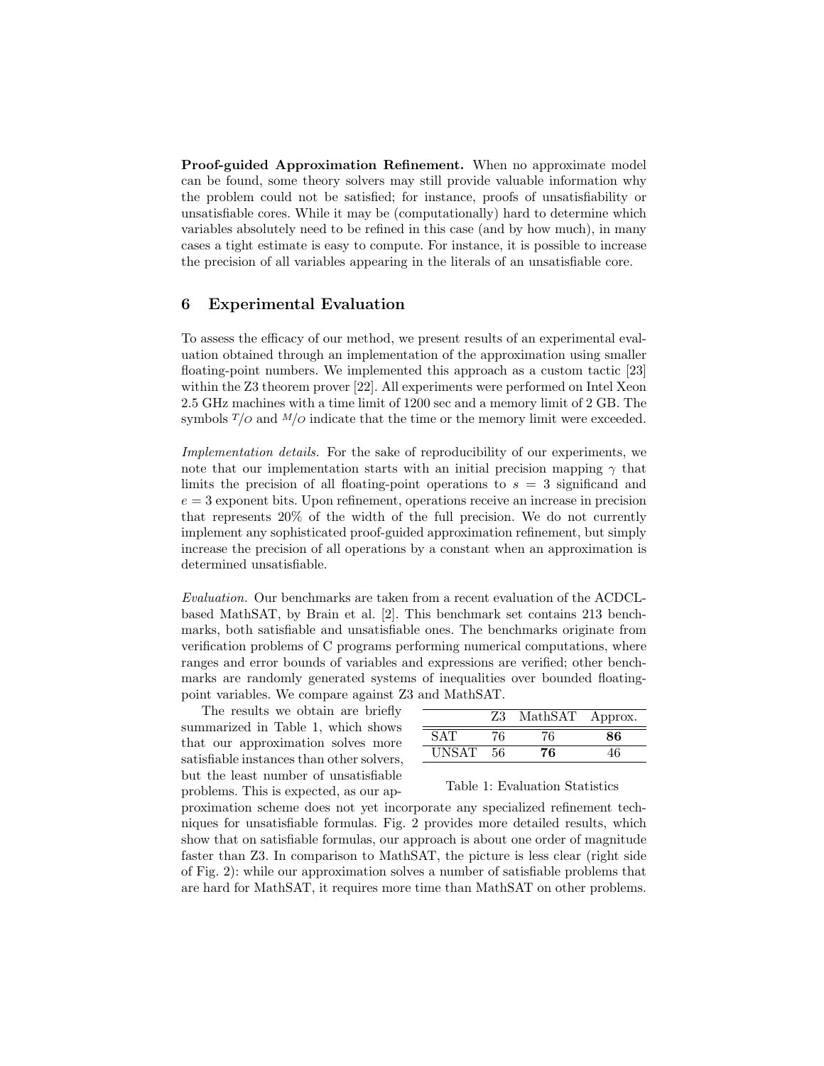**Proof-guided Approximation Refinement.** When no approximate model can be found, some theory solvers may still provide valuable information why the problem could not be satisfied; for instance, proofs of unsatisfiability or unsatisfiable cores. While it may be (computationally) hard to determine which variables absolutely need to be refined in this case (and by how much), in many cases a tight estimate is easy to compute. For instance, it is possible to increase the precision of all variables appearing in the literals of an unsatisfiable core.

## 6 Experimental Evaluation

To assess the efficacy of our method, we present results of an experimental evaluation obtained through an implementation of the approximation using smaller floating-point numbers. We implemented this approach as a custom tactic [23] within the Z3 theorem prover [22]. All experiments were performed on Intel Xeon 2.5 GHz machines with a time limit of 1200 sec and a memory limit of 2 GB. The symbols $^{T}/_{O}$ and $^{M}/_{O}$ indicate that the time or the memory limit were exceeded.

*Implementation details.* For the sake of reproducibility of our experiments, we note that our implementation starts with an initial precision mapping $\gamma$ that limits the precision of all floating-point operations to $s = 3$ significand and $e = 3$ exponent bits. Upon refinement, operations receive an increase in precision that represents 20% of the width of the full precision. We do not currently implement any sophisticated proof-guided approximation refinement, but simply increase the precision of all operations by a constant when an approximation is determined unsatisfiable.

*Evaluation.* Our benchmarks are taken from a recent evaluation of the ACDCL-based MathSAT, by Brain et al. [2]. This benchmark set contains 213 benchmarks, both satisfiable and unsatisfiable ones. The benchmarks originate from verification problems of C programs performing numerical computations, where ranges and error bounds of variables and expressions are verified; other benchmarks are randomly generated systems of inequalities over bounded floating-point variables. We compare against Z3 and MathSAT.

The results we obtain are briefly summarized in Table 1, which shows that our approximation solves more satisfiable instances than other solvers, but the least number of unsatisfiable problems. This is expected, as our approximation scheme does not yet incorporate any specialized refinement techniques for unsatisfiable formulas. Fig. 2 provides more detailed results, which show that on satisfiable formulas, our approach is about one order of magnitude faster than Z3. In comparison to MathSAT, the picture is less clear (right side of Fig. 2): while our approximation solves a number of satisfiable problems that are hard for MathSAT, it requires more time than MathSAT on other problems.

| | Z3 | MathSAT | Approx. |
|---|---|---|---|
| SAT | 76 | 76 | **86** |
| UNSAT | 56 | **76** | 46 |

Table 1: Evaluation Statistics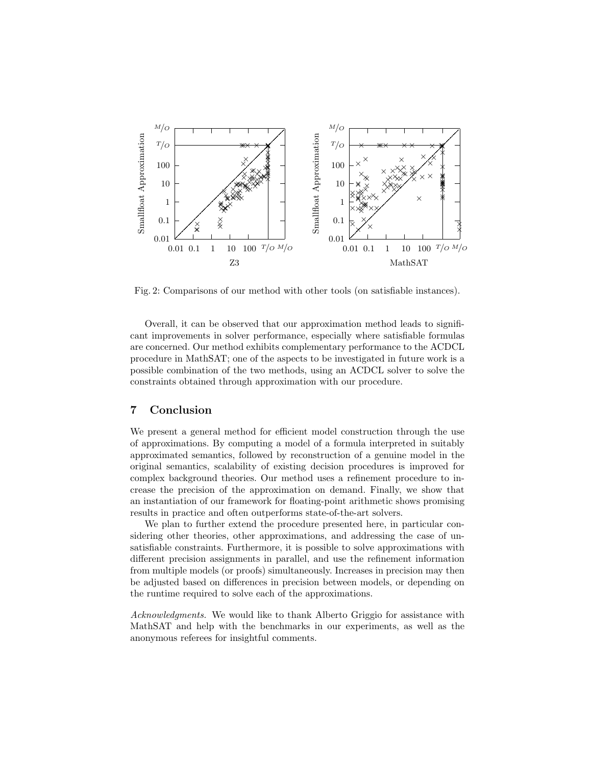Fig. 2: Comparisons of our method with other tools (on satisfiable instances).

Overall, it can be observed that our approximation method leads to significant improvements in solver performance, especially where satisfiable formulas are concerned. Our method exhibits complementary performance to the ACDCL procedure in MathSAT; one of the aspects to be investigated in future work is a possible combination of the two methods, using an ACDCL solver to solve the constraints obtained through approximation with our procedure.

## 7 Conclusion

We present a general method for efficient model construction through the use of approximations. By computing a model of a formula interpreted in suitably approximated semantics, followed by reconstruction of a genuine model in the original semantics, scalability of existing decision procedures is improved for complex background theories. Our method uses a refinement procedure to increase the precision of the approximation on demand. Finally, we show that an instantiation of our framework for floating-point arithmetic shows promising results in practice and often outperforms state-of-the-art solvers.

We plan to further extend the procedure presented here, in particular considering other theories, other approximations, and addressing the case of unsatisfiable constraints. Furthermore, it is possible to solve approximations with different precision assignments in parallel, and use the refinement information from multiple models (or proofs) simultaneously. Increases in precision may then be adjusted based on differences in precision between models, or depending on the runtime required to solve each of the approximations.

*Acknowledgments.* We would like to thank Alberto Griggio for assistance with MathSAT and help with the benchmarks in our experiments, as well as the anonymous referees for insightful comments.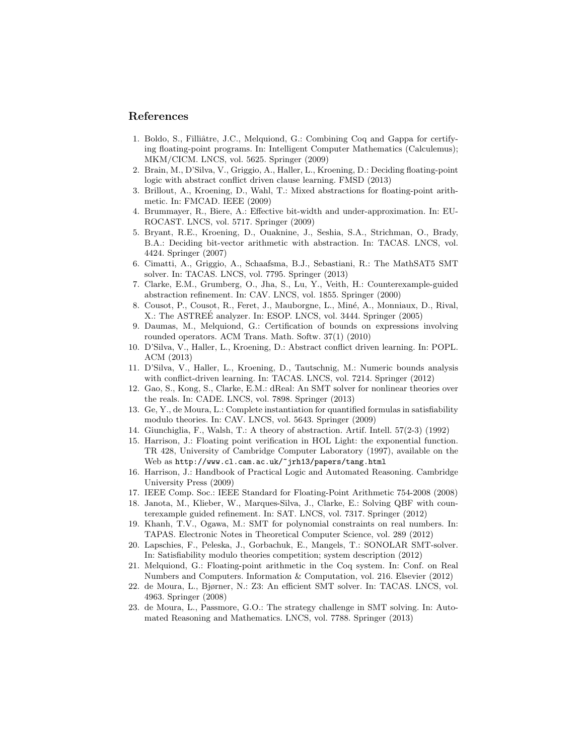## References

1. Boldo, S., Filliâtre, J.C., Melquiond, G.: Combining Coq and Gappa for certifying floating-point programs. In: Intelligent Computer Mathematics (Calculemus); MKM/CICM. LNCS, vol. 5625. Springer (2009)
2. Brain, M., D'Silva, V., Griggio, A., Haller, L., Kroening, D.: Deciding floating-point logic with abstract conflict driven clause learning. FMSD (2013)
3. Brillout, A., Kroening, D., Wahl, T.: Mixed abstractions for floating-point arithmetic. In: FMCAD. IEEE (2009)
4. Brummayer, R., Biere, A.: Effective bit-width and under-approximation. In: EUROCAST. LNCS, vol. 5717. Springer (2009)
5. Bryant, R.E., Kroening, D., Ouaknine, J., Seshia, S.A., Strichman, O., Brady, B.A.: Deciding bit-vector arithmetic with abstraction. In: TACAS. LNCS, vol. 4424. Springer (2007)
6. Cimatti, A., Griggio, A., Schaafsma, B.J., Sebastiani, R.: The MathSAT5 SMT solver. In: TACAS. LNCS, vol. 7795. Springer (2013)
7. Clarke, E.M., Grumberg, O., Jha, S., Lu, Y., Veith, H.: Counterexample-guided abstraction refinement. In: CAV. LNCS, vol. 1855. Springer (2000)
8. Cousot, P., Cousot, R., Feret, J., Mauborgne, L., Miné, A., Monniaux, D., Rival, X.: The ASTRÉE analyzer. In: ESOP. LNCS, vol. 3444. Springer (2005)
9. Daumas, M., Melquiond, G.: Certification of bounds on expressions involving rounded operators. ACM Trans. Math. Softw. 37(1) (2010)
10. D'Silva, V., Haller, L., Kroening, D.: Abstract conflict driven learning. In: POPL. ACM (2013)
11. D'Silva, V., Haller, L., Kroening, D., Tautschnig, M.: Numeric bounds analysis with conflict-driven learning. In: TACAS. LNCS, vol. 7214. Springer (2012)
12. Gao, S., Kong, S., Clarke, E.M.: dReal: An SMT solver for nonlinear theories over the reals. In: CADE. LNCS, vol. 7898. Springer (2013)
13. Ge, Y., de Moura, L.: Complete instantiation for quantified formulas in satisfiability modulo theories. In: CAV. LNCS, vol. 5643. Springer (2009)
14. Giunchiglia, F., Walsh, T.: A theory of abstraction. Artif. Intell. 57(2-3) (1992)
15. Harrison, J.: Floating point verification in HOL Light: the exponential function. TR 428, University of Cambridge Computer Laboratory (1997), available on the Web as `http://www.cl.cam.ac.uk/~jrh13/papers/tang.html`
16. Harrison, J.: Handbook of Practical Logic and Automated Reasoning. Cambridge University Press (2009)
17. IEEE Comp. Soc.: IEEE Standard for Floating-Point Arithmetic 754-2008 (2008)
18. Janota, M., Klieber, W., Marques-Silva, J., Clarke, E.: Solving QBF with counterexample guided refinement. In: SAT. LNCS, vol. 7317. Springer (2012)
19. Khanh, T.V., Ogawa, M.: SMT for polynomial constraints on real numbers. In: TAPAS. Electronic Notes in Theoretical Computer Science, vol. 289 (2012)
20. Lapschies, F., Peleska, J., Gorbachuk, E., Mangels, T.: SONOLAR SMT-solver. In: Satisfiability modulo theories competition; system description (2012)
21. Melquiond, G.: Floating-point arithmetic in the Coq system. In: Conf. on Real Numbers and Computers. Information & Computation, vol. 216. Elsevier (2012)
22. de Moura, L., Bjørner, N.: Z3: An efficient SMT solver. In: TACAS. LNCS, vol. 4963. Springer (2008)
23. de Moura, L., Passmore, G.O.: The strategy challenge in SMT solving. In: Automated Reasoning and Mathematics. LNCS, vol. 7788. Springer (2013)